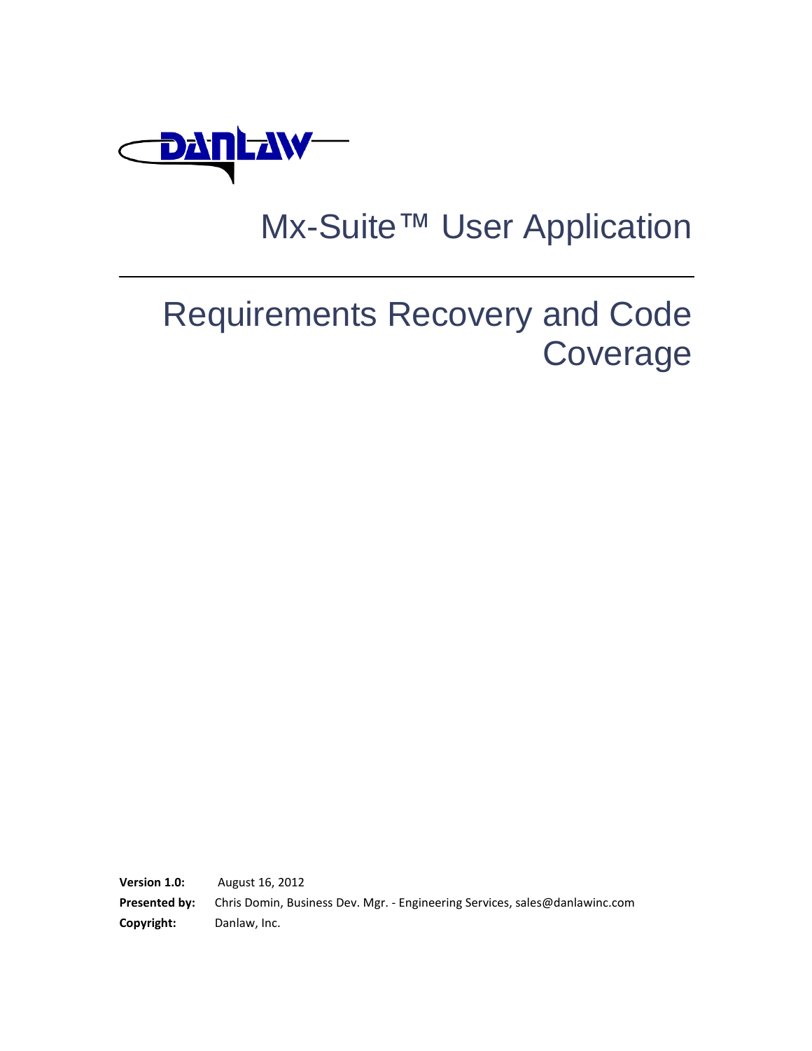DANLAW

# Mx-Suite™ User Application

---

# Requirements Recovery and Code Coverage

**Version 1.0:** August 16, 2012

**Presented by:** Chris Domin, Business Dev. Mgr. - Engineering Services, sales@danlawinc.com

**Copyright:** Danlaw, Inc.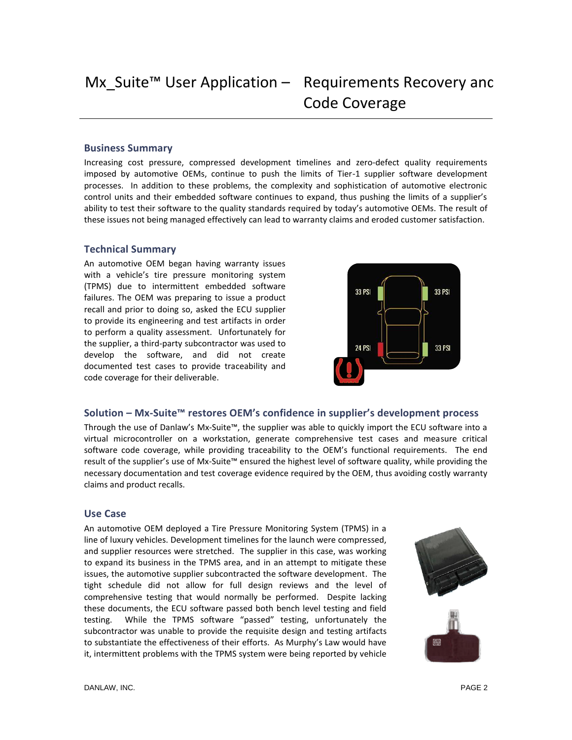# Mx_Suite™ User Application – Requirements Recovery and Code Coverage

## Business Summary

Increasing cost pressure, compressed development timelines and zero-defect quality requirements imposed by automotive OEMs, continue to push the limits of Tier-1 supplier software development processes. In addition to these problems, the complexity and sophistication of automotive electronic control units and their embedded software continues to expand, thus pushing the limits of a supplier's ability to test their software to the quality standards required by today's automotive OEMs. The result of these issues not being managed effectively can lead to warranty claims and eroded customer satisfaction.

## Technical Summary

An automotive OEM began having warranty issues with a vehicle's tire pressure monitoring system (TPMS) due to intermittent embedded software failures. The OEM was preparing to issue a product recall and prior to doing so, asked the ECU supplier to provide its engineering and test artifacts in order to perform a quality assessment. Unfortunately for the supplier, a third-party subcontractor was used to develop the software, and did not create documented test cases to provide traceability and code coverage for their deliverable.

## Solution – Mx-Suite™ restores OEM's confidence in supplier's development process

Through the use of Danlaw's Mx-Suite™, the supplier was able to quickly import the ECU software into a virtual microcontroller on a workstation, generate comprehensive test cases and measure critical software code coverage, while providing traceability to the OEM's functional requirements. The end result of the supplier's use of Mx-Suite™ ensured the highest level of software quality, while providing the necessary documentation and test coverage evidence required by the OEM, thus avoiding costly warranty claims and product recalls.

## Use Case

An automotive OEM deployed a Tire Pressure Monitoring System (TPMS) in a line of luxury vehicles. Development timelines for the launch were compressed, and supplier resources were stretched. The supplier in this case, was working to expand its business in the TPMS area, and in an attempt to mitigate these issues, the automotive supplier subcontracted the software development. The tight schedule did not allow for full design reviews and the level of comprehensive testing that would normally be performed. Despite lacking these documents, the ECU software passed both bench level testing and field testing. While the TPMS software "passed" testing, unfortunately the subcontractor was unable to provide the requisite design and testing artifacts to substantiate the effectiveness of their efforts. As Murphy's Law would have it, intermittent problems with the TPMS system were being reported by vehicle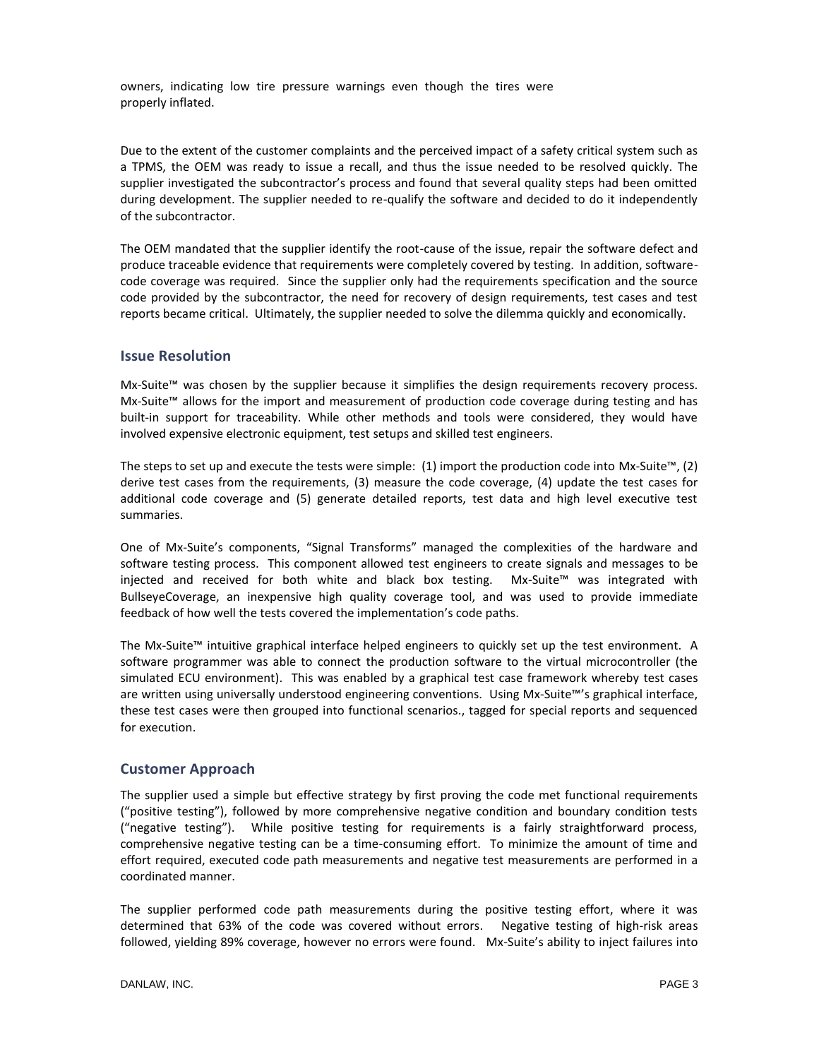owners, indicating low tire pressure warnings even though the tires were properly inflated.

Due to the extent of the customer complaints and the perceived impact of a safety critical system such as a TPMS, the OEM was ready to issue a recall, and thus the issue needed to be resolved quickly. The supplier investigated the subcontractor's process and found that several quality steps had been omitted during development. The supplier needed to re-qualify the software and decided to do it independently of the subcontractor.

The OEM mandated that the supplier identify the root-cause of the issue, repair the software defect and produce traceable evidence that requirements were completely covered by testing. In addition, software-code coverage was required. Since the supplier only had the requirements specification and the source code provided by the subcontractor, the need for recovery of design requirements, test cases and test reports became critical. Ultimately, the supplier needed to solve the dilemma quickly and economically.

## Issue Resolution

Mx-Suite™ was chosen by the supplier because it simplifies the design requirements recovery process. Mx-Suite™ allows for the import and measurement of production code coverage during testing and has built-in support for traceability. While other methods and tools were considered, they would have involved expensive electronic equipment, test setups and skilled test engineers.

The steps to set up and execute the tests were simple: (1) import the production code into Mx-Suite™, (2) derive test cases from the requirements, (3) measure the code coverage, (4) update the test cases for additional code coverage and (5) generate detailed reports, test data and high level executive test summaries.

One of Mx-Suite's components, "Signal Transforms" managed the complexities of the hardware and software testing process. This component allowed test engineers to create signals and messages to be injected and received for both white and black box testing. Mx-Suite™ was integrated with BullseyeCoverage, an inexpensive high quality coverage tool, and was used to provide immediate feedback of how well the tests covered the implementation's code paths.

The Mx-Suite™ intuitive graphical interface helped engineers to quickly set up the test environment. A software programmer was able to connect the production software to the virtual microcontroller (the simulated ECU environment). This was enabled by a graphical test case framework whereby test cases are written using universally understood engineering conventions. Using Mx-Suite™'s graphical interface, these test cases were then grouped into functional scenarios., tagged for special reports and sequenced for execution.

## Customer Approach

The supplier used a simple but effective strategy by first proving the code met functional requirements ("positive testing"), followed by more comprehensive negative condition and boundary condition tests ("negative testing"). While positive testing for requirements is a fairly straightforward process, comprehensive negative testing can be a time-consuming effort. To minimize the amount of time and effort required, executed code path measurements and negative test measurements are performed in a coordinated manner.

The supplier performed code path measurements during the positive testing effort, where it was determined that 63% of the code was covered without errors. Negative testing of high-risk areas followed, yielding 89% coverage, however no errors were found. Mx-Suite's ability to inject failures into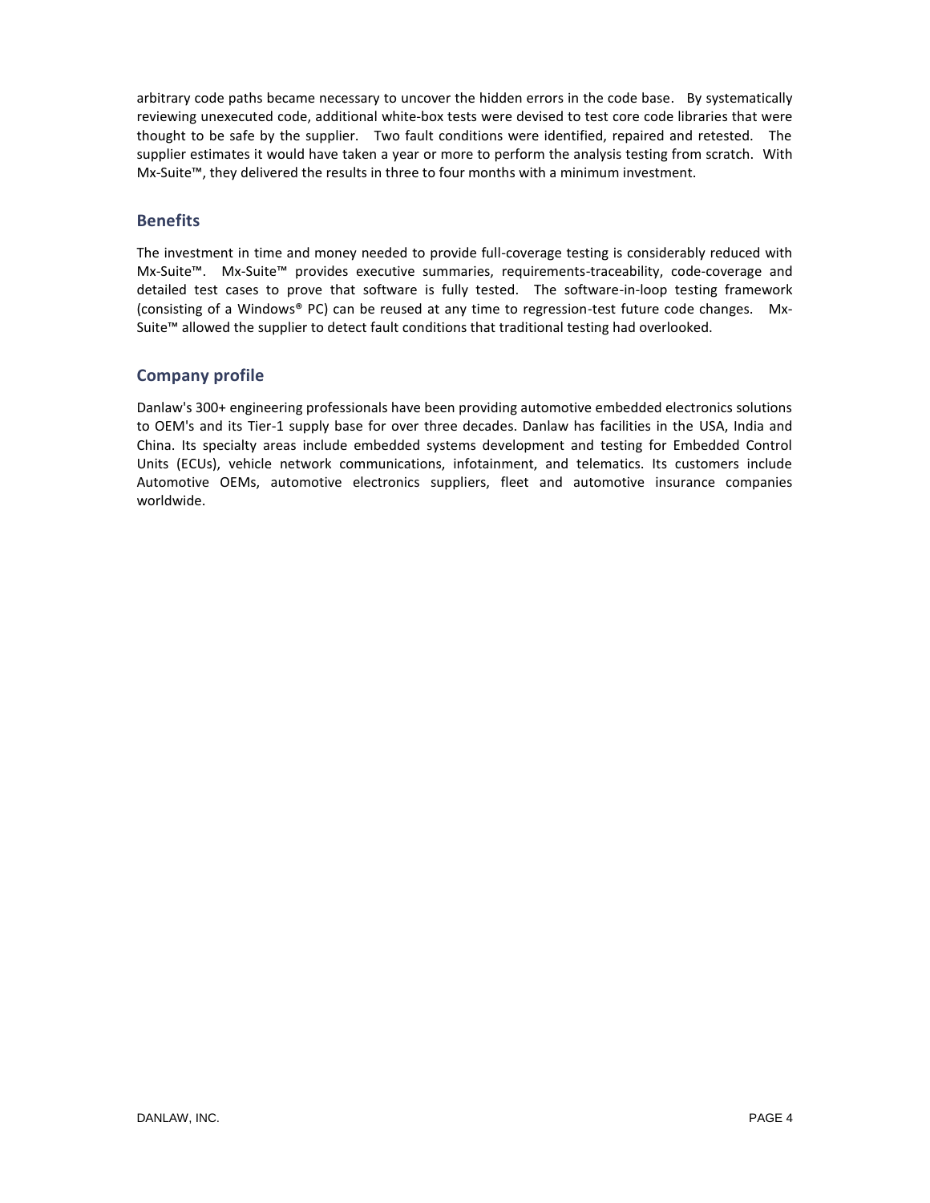arbitrary code paths became necessary to uncover the hidden errors in the code base. By systematically reviewing unexecuted code, additional white-box tests were devised to test core code libraries that were thought to be safe by the supplier. Two fault conditions were identified, repaired and retested. The supplier estimates it would have taken a year or more to perform the analysis testing from scratch. With Mx-Suite™, they delivered the results in three to four months with a minimum investment.

## Benefits

The investment in time and money needed to provide full-coverage testing is considerably reduced with Mx-Suite™. Mx-Suite™ provides executive summaries, requirements-traceability, code-coverage and detailed test cases to prove that software is fully tested. The software-in-loop testing framework (consisting of a Windows® PC) can be reused at any time to regression-test future code changes. Mx-Suite™ allowed the supplier to detect fault conditions that traditional testing had overlooked.

## Company profile

Danlaw's 300+ engineering professionals have been providing automotive embedded electronics solutions to OEM's and its Tier-1 supply base for over three decades. Danlaw has facilities in the USA, India and China. Its specialty areas include embedded systems development and testing for Embedded Control Units (ECUs), vehicle network communications, infotainment, and telematics. Its customers include Automotive OEMs, automotive electronics suppliers, fleet and automotive insurance companies worldwide.